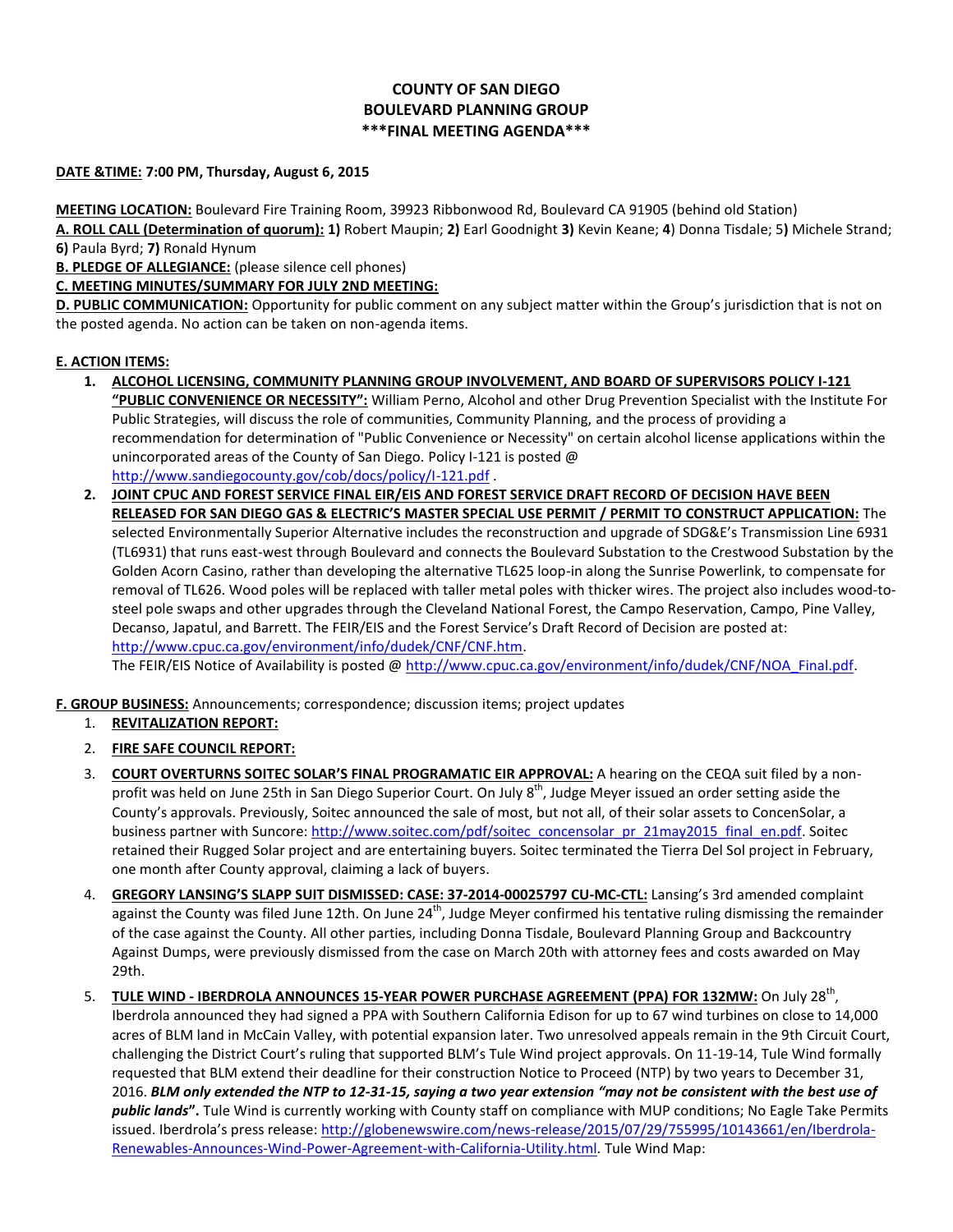# COUNTY OF SAN DIEGO
# BOULEVARD PLANNING GROUP
# \*\*\*FINAL MEETING AGENDA\*\*\*

**DATE &TIME: 7:00 PM, Thursday, August 6, 2015**

**MEETING LOCATION:** Boulevard Fire Training Room, 39923 Ribbonwood Rd, Boulevard CA 91905 (behind old Station)

**A. ROLL CALL (Determination of quorum): 1)** Robert Maupin; **2)** Earl Goodnight **3)** Kevin Keane; **4**) Donna Tisdale; 5**)** Michele Strand; **6)** Paula Byrd; **7)** Ronald Hynum

**B. PLEDGE OF ALLEGIANCE:** (please silence cell phones)

**C. MEETING MINUTES/SUMMARY FOR JULY 2ND MEETING:**

**D. PUBLIC COMMUNICATION:** Opportunity for public comment on any subject matter within the Group's jurisdiction that is not on the posted agenda. No action can be taken on non-agenda items.

**E. ACTION ITEMS:**

1. **ALCOHOL LICENSING, COMMUNITY PLANNING GROUP INVOLVEMENT, AND BOARD OF SUPERVISORS POLICY I-121 "PUBLIC CONVENIENCE OR NECESSITY":** William Perno, Alcohol and other Drug Prevention Specialist with the Institute For Public Strategies, will discuss the role of communities, Community Planning, and the process of providing a recommendation for determination of "Public Convenience or Necessity" on certain alcohol license applications within the unincorporated areas of the County of San Diego. Policy I-121 is posted @ http://www.sandiegocounty.gov/cob/docs/policy/I-121.pdf .
2. **JOINT CPUC AND FOREST SERVICE FINAL EIR/EIS AND FOREST SERVICE DRAFT RECORD OF DECISION HAVE BEEN RELEASED FOR SAN DIEGO GAS & ELECTRIC'S MASTER SPECIAL USE PERMIT / PERMIT TO CONSTRUCT APPLICATION:** The selected Environmentally Superior Alternative includes the reconstruction and upgrade of SDG&E's Transmission Line 6931 (TL6931) that runs east-west through Boulevard and connects the Boulevard Substation to the Crestwood Substation by the Golden Acorn Casino, rather than developing the alternative TL625 loop-in along the Sunrise Powerlink, to compensate for removal of TL626. Wood poles will be replaced with taller metal poles with thicker wires. The project also includes wood-to-steel pole swaps and other upgrades through the Cleveland National Forest, the Campo Reservation, Campo, Pine Valley, Decanso, Japatul, and Barrett. The FEIR/EIS and the Forest Service's Draft Record of Decision are posted at: http://www.cpuc.ca.gov/environment/info/dudek/CNF/CNF.htm.
   The FEIR/EIS Notice of Availability is posted @ http://www.cpuc.ca.gov/environment/info/dudek/CNF/NOA_Final.pdf.

**F. GROUP BUSINESS:** Announcements; correspondence; discussion items; project updates

1. **REVITALIZATION REPORT:**
2. **FIRE SAFE COUNCIL REPORT:**
3. **COURT OVERTURNS SOITEC SOLAR'S FINAL PROGRAMATIC EIR APPROVAL:** A hearing on the CEQA suit filed by a non-profit was held on June 25th in San Diego Superior Court. On July 8th, Judge Meyer issued an order setting aside the County's approvals. Previously, Soitec announced the sale of most, but not all, of their solar assets to ConcenSolar, a business partner with Suncore: http://www.soitec.com/pdf/soitec_concensolar_pr_21may2015_final_en.pdf. Soitec retained their Rugged Solar project and are entertaining buyers. Soitec terminated the Tierra Del Sol project in February, one month after County approval, claiming a lack of buyers.
4. **GREGORY LANSING'S SLAPP SUIT DISMISSED: CASE: 37-2014-00025797 CU-MC-CTL:** Lansing's 3rd amended complaint against the County was filed June 12th. On June 24th, Judge Meyer confirmed his tentative ruling dismissing the remainder of the case against the County. All other parties, including Donna Tisdale, Boulevard Planning Group and Backcountry Against Dumps, were previously dismissed from the case on March 20th with attorney fees and costs awarded on May 29th.
5. **TULE WIND - IBERDROLA ANNOUNCES 15-YEAR POWER PURCHASE AGREEMENT (PPA) FOR 132MW:** On July 28th, Iberdrola announced they had signed a PPA with Southern California Edison for up to 67 wind turbines on close to 14,000 acres of BLM land in McCain Valley, with potential expansion later. Two unresolved appeals remain in the 9th Circuit Court, challenging the District Court's ruling that supported BLM's Tule Wind project approvals. On 11-19-14, Tule Wind formally requested that BLM extend their deadline for their construction Notice to Proceed (NTP) by two years to December 31, 2016. ***BLM only extended the NTP to 12-31-15, saying a two year extension "may not be consistent with the best use of public lands"***. Tule Wind is currently working with County staff on compliance with MUP conditions; No Eagle Take Permits issued. Iberdrola's press release: http://globenewswire.com/news-release/2015/07/29/755995/10143661/en/Iberdrola-Renewables-Announces-Wind-Power-Agreement-with-California-Utility.html. Tule Wind Map: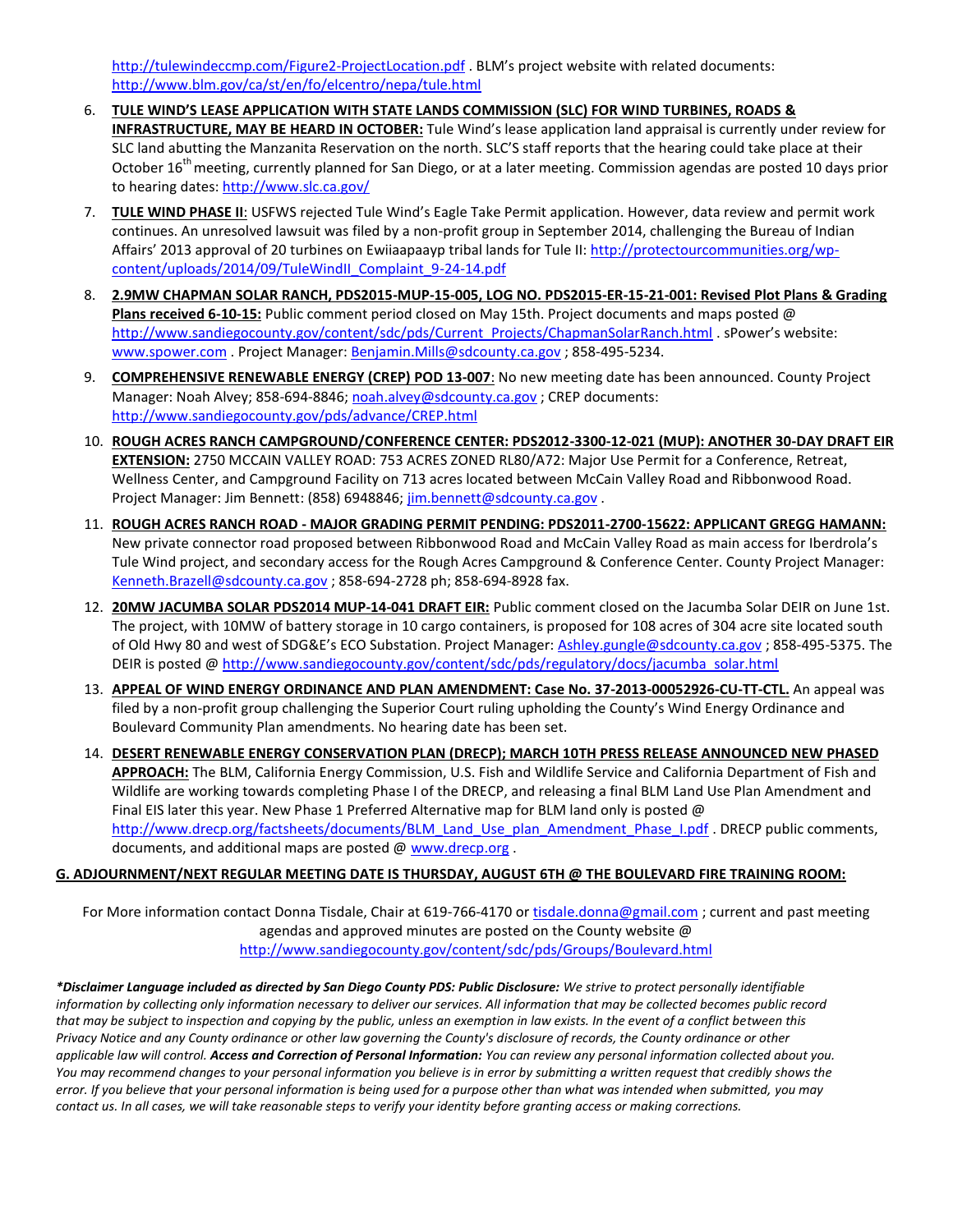http://tulewindeccmp.com/Figure2-ProjectLocation.pdf . BLM's project website with related documents: http://www.blm.gov/ca/st/en/fo/elcentro/nepa/tule.html

6. **TULE WIND'S LEASE APPLICATION WITH STATE LANDS COMMISSION (SLC) FOR WIND TURBINES, ROADS & INFRASTRUCTURE, MAY BE HEARD IN OCTOBER:** Tule Wind's lease application land appraisal is currently under review for SLC land abutting the Manzanita Reservation on the north. SLC'S staff reports that the hearing could take place at their October 16th meeting, currently planned for San Diego, or at a later meeting. Commission agendas are posted 10 days prior to hearing dates: http://www.slc.ca.gov/

7. **TULE WIND PHASE II**: USFWS rejected Tule Wind's Eagle Take Permit application. However, data review and permit work continues. An unresolved lawsuit was filed by a non-profit group in September 2014, challenging the Bureau of Indian Affairs' 2013 approval of 20 turbines on Ewiiaapaayp tribal lands for Tule II: http://protectourcommunities.org/wp-content/uploads/2014/09/TuleWindII_Complaint_9-24-14.pdf

8. **2.9MW CHAPMAN SOLAR RANCH, PDS2015-MUP-15-005, LOG NO. PDS2015-ER-15-21-001: Revised Plot Plans & Grading Plans received 6-10-15:** Public comment period closed on May 15th. Project documents and maps posted @ http://www.sandiegocounty.gov/content/sdc/pds/Current_Projects/ChapmanSolarRanch.html . sPower's website: www.spower.com . Project Manager: Benjamin.Mills@sdcounty.ca.gov ; 858-495-5234.

9. **COMPREHENSIVE RENEWABLE ENERGY (CREP) POD 13-007**: No new meeting date has been announced. County Project Manager: Noah Alvey; 858-694-8846; noah.alvey@sdcounty.ca.gov ; CREP documents: http://www.sandiegocounty.gov/pds/advance/CREP.html

10. **ROUGH ACRES RANCH CAMPGROUND/CONFERENCE CENTER: PDS2012-3300-12-021 (MUP): ANOTHER 30-DAY DRAFT EIR EXTENSION:** 2750 MCCAIN VALLEY ROAD: 753 ACRES ZONED RL80/A72: Major Use Permit for a Conference, Retreat, Wellness Center, and Campground Facility on 713 acres located between McCain Valley Road and Ribbonwood Road. Project Manager: Jim Bennett: (858) 6948846; jim.bennett@sdcounty.ca.gov .

11. **ROUGH ACRES RANCH ROAD - MAJOR GRADING PERMIT PENDING: PDS2011-2700-15622: APPLICANT GREGG HAMANN:** New private connector road proposed between Ribbonwood Road and McCain Valley Road as main access for Iberdrola's Tule Wind project, and secondary access for the Rough Acres Campground & Conference Center. County Project Manager: Kenneth.Brazell@sdcounty.ca.gov ; 858-694-2728 ph; 858-694-8928 fax.

12. **20MW JACUMBA SOLAR PDS2014 MUP-14-041 DRAFT EIR:** Public comment closed on the Jacumba Solar DEIR on June 1st. The project, with 10MW of battery storage in 10 cargo containers, is proposed for 108 acres of 304 acre site located south of Old Hwy 80 and west of SDG&E's ECO Substation. Project Manager: Ashley.gungle@sdcounty.ca.gov ; 858-495-5375. The DEIR is posted @ http://www.sandiegocounty.gov/content/sdc/pds/regulatory/docs/jacumba_solar.html

13. **APPEAL OF WIND ENERGY ORDINANCE AND PLAN AMENDMENT: Case No. 37-2013-00052926-CU-TT-CTL.** An appeal was filed by a non-profit group challenging the Superior Court ruling upholding the County's Wind Energy Ordinance and Boulevard Community Plan amendments. No hearing date has been set.

14. **DESERT RENEWABLE ENERGY CONSERVATION PLAN (DRECP); MARCH 10TH PRESS RELEASE ANNOUNCED NEW PHASED APPROACH:** The BLM, California Energy Commission, U.S. Fish and Wildlife Service and California Department of Fish and Wildlife are working towards completing Phase I of the DRECP, and releasing a final BLM Land Use Plan Amendment and Final EIS later this year. New Phase 1 Preferred Alternative map for BLM land only is posted @ http://www.drecp.org/factsheets/documents/BLM_Land_Use_plan_Amendment_Phase_I.pdf . DRECP public comments, documents, and additional maps are posted @ www.drecp.org .

**G. ADJOURNMENT/NEXT REGULAR MEETING DATE IS THURSDAY, AUGUST 6TH @ THE BOULEVARD FIRE TRAINING ROOM:**

For More information contact Donna Tisdale, Chair at 619-766-4170 or tisdale.donna@gmail.com ; current and past meeting agendas and approved minutes are posted on the County website @ http://www.sandiegocounty.gov/content/sdc/pds/Groups/Boulevard.html

***Disclaimer Language included as directed by San Diego County PDS: Public Disclosure:** We strive to protect personally identifiable information by collecting only information necessary to deliver our services. All information that may be collected becomes public record that may be subject to inspection and copying by the public, unless an exemption in law exists. In the event of a conflict between this Privacy Notice and any County ordinance or other law governing the County's disclosure of records, the County ordinance or other applicable law will control. **Access and Correction of Personal Information:** You can review any personal information collected about you. You may recommend changes to your personal information you believe is in error by submitting a written request that credibly shows the error. If you believe that your personal information is being used for a purpose other than what was intended when submitted, you may contact us. In all cases, we will take reasonable steps to verify your identity before granting access or making corrections.*